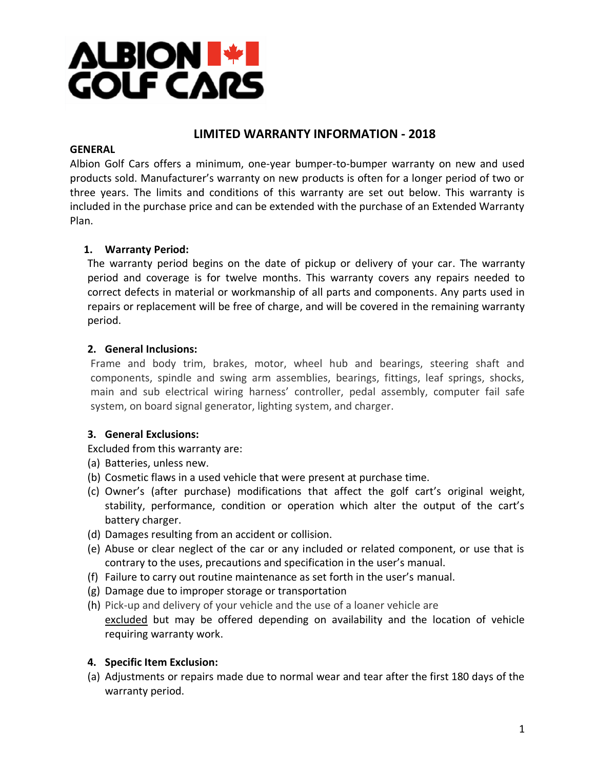ALBION GOLF CARS

# LIMITED WARRANTY INFORMATION - 2018

**GENERAL**

Albion Golf Cars offers a minimum, one-year bumper-to-bumper warranty on new and used products sold. Manufacturer's warranty on new products is often for a longer period of two or three years. The limits and conditions of this warranty are set out below. This warranty is included in the purchase price and can be extended with the purchase of an Extended Warranty Plan.

**1. Warranty Period:**

The warranty period begins on the date of pickup or delivery of your car. The warranty period and coverage is for twelve months. This warranty covers any repairs needed to correct defects in material or workmanship of all parts and components. Any parts used in repairs or replacement will be free of charge, and will be covered in the remaining warranty period.

**2. General Inclusions:**

Frame and body trim, brakes, motor, wheel hub and bearings, steering shaft and components, spindle and swing arm assemblies, bearings, fittings, leaf springs, shocks, main and sub electrical wiring harness' controller, pedal assembly, computer fail safe system, on board signal generator, lighting system, and charger.

**3. General Exclusions:**

Excluded from this warranty are:

(a) Batteries, unless new.

(b) Cosmetic flaws in a used vehicle that were present at purchase time.

(c) Owner's (after purchase) modifications that affect the golf cart's original weight, stability, performance, condition or operation which alter the output of the cart's battery charger.

(d) Damages resulting from an accident or collision.

(e) Abuse or clear neglect of the car or any included or related component, or use that is contrary to the uses, precautions and specification in the user's manual.

(f) Failure to carry out routine maintenance as set forth in the user's manual.

(g) Damage due to improper storage or transportation

(h) Pick-up and delivery of your vehicle and the use of a loaner vehicle are excluded but may be offered depending on availability and the location of vehicle requiring warranty work.

**4. Specific Item Exclusion:**

(a) Adjustments or repairs made due to normal wear and tear after the first 180 days of the warranty period.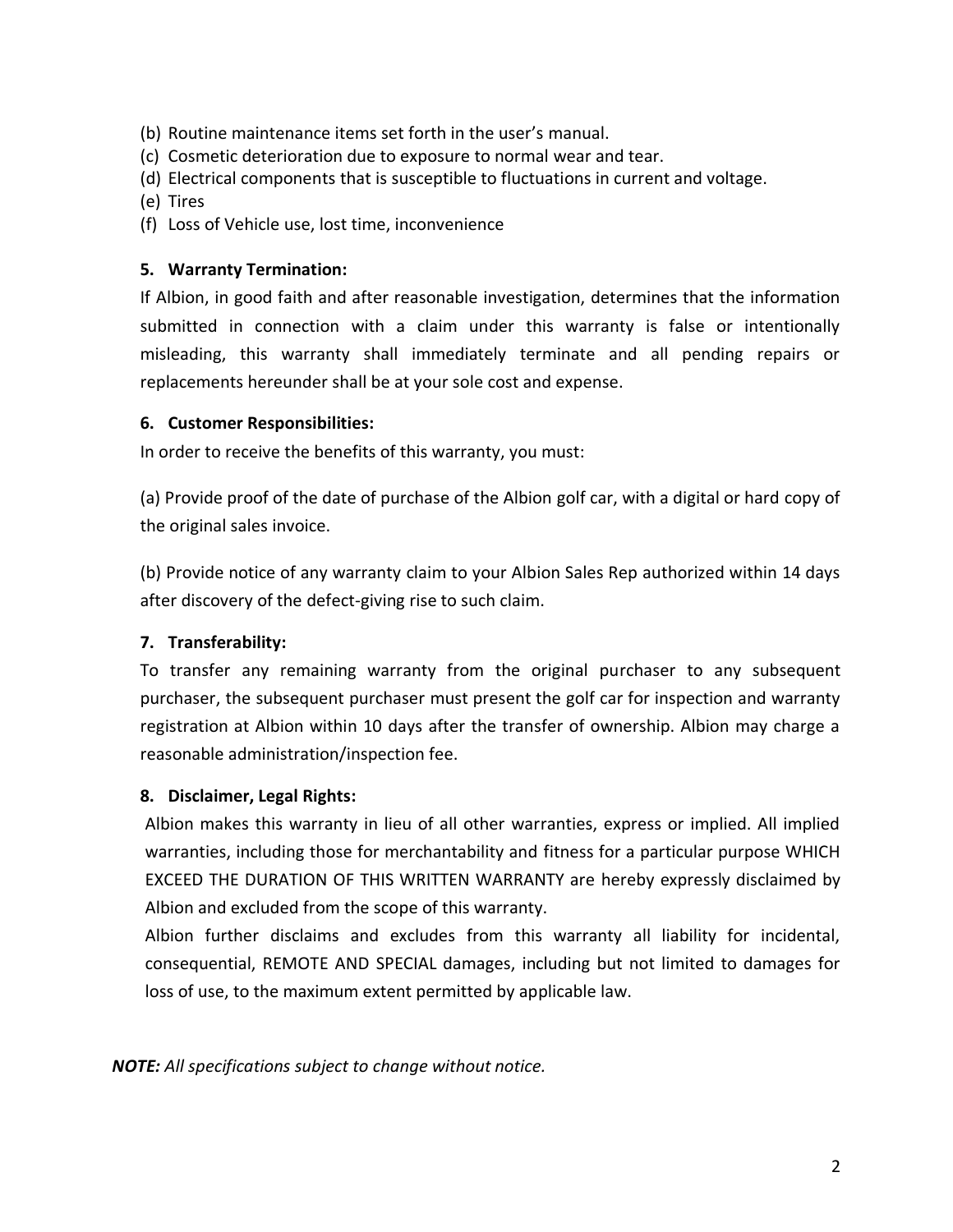(b) Routine maintenance items set forth in the user's manual.
(c) Cosmetic deterioration due to exposure to normal wear and tear.
(d) Electrical components that is susceptible to fluctuations in current and voltage.
(e) Tires
(f) Loss of Vehicle use, lost time, inconvenience

**5. Warranty Termination:**

If Albion, in good faith and after reasonable investigation, determines that the information submitted in connection with a claim under this warranty is false or intentionally misleading, this warranty shall immediately terminate and all pending repairs or replacements hereunder shall be at your sole cost and expense.

**6. Customer Responsibilities:**

In order to receive the benefits of this warranty, you must:

(a) Provide proof of the date of purchase of the Albion golf car, with a digital or hard copy of the original sales invoice.

(b) Provide notice of any warranty claim to your Albion Sales Rep authorized within 14 days after discovery of the defect-giving rise to such claim.

**7. Transferability:**

To transfer any remaining warranty from the original purchaser to any subsequent purchaser, the subsequent purchaser must present the golf car for inspection and warranty registration at Albion within 10 days after the transfer of ownership. Albion may charge a reasonable administration/inspection fee.

**8. Disclaimer, Legal Rights:**

Albion makes this warranty in lieu of all other warranties, express or implied. All implied warranties, including those for merchantability and fitness for a particular purpose WHICH EXCEED THE DURATION OF THIS WRITTEN WARRANTY are hereby expressly disclaimed by Albion and excluded from the scope of this warranty.

Albion further disclaims and excludes from this warranty all liability for incidental, consequential, REMOTE AND SPECIAL damages, including but not limited to damages for loss of use, to the maximum extent permitted by applicable law.

***NOTE:*** *All specifications subject to change without notice.*